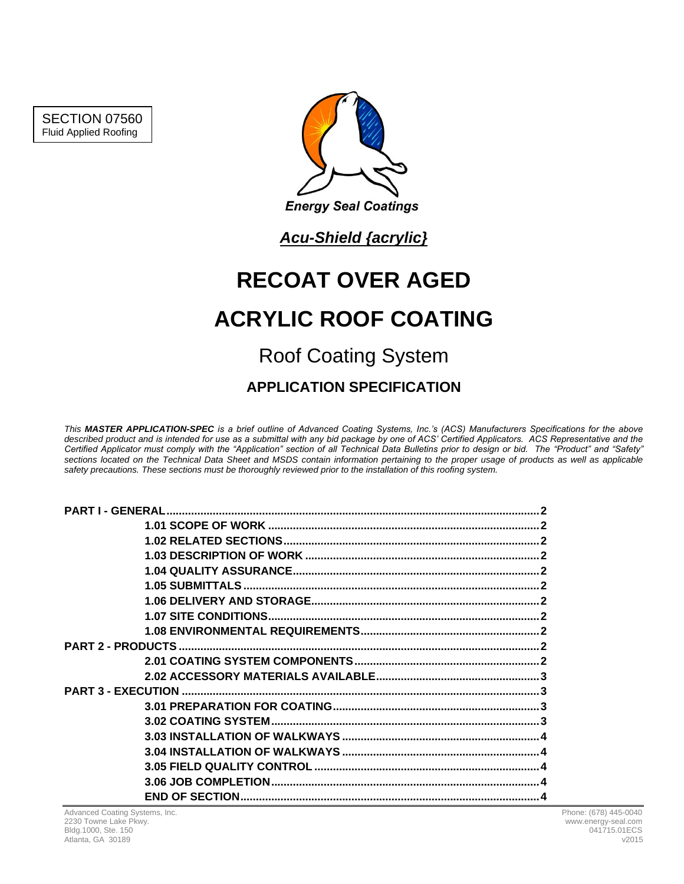SECTION 07560
Fluid Applied Roofing

Energy Seal Coatings

***Acu-Shield {acrylic}***

# RECOAT OVER AGED ACRYLIC ROOF COATING

## Roof Coating System

### APPLICATION SPECIFICATION

*This **MASTER APPLICATION-SPEC** is a brief outline of Advanced Coating Systems, Inc.'s (ACS) Manufacturers Specifications for the above described product and is intended for use as a submittal with any bid package by one of ACS' Certified Applicators. ACS Representative and the Certified Applicator must comply with the "Application" section of all Technical Data Bulletins prior to design or bid. The "Product" and "Safety" sections located on the Technical Data Sheet and MSDS contain information pertaining to the proper usage of products as well as applicable safety precautions. These sections must be thoroughly reviewed prior to the installation of this roofing system.*

**PART I - GENERAL** .......... 2
- **1.01 SCOPE OF WORK** .......... 2
- **1.02 RELATED SECTIONS** .......... 2
- **1.03 DESCRIPTION OF WORK** .......... 2
- **1.04 QUALITY ASSURANCE** .......... 2
- **1.05 SUBMITTALS** .......... 2
- **1.06 DELIVERY AND STORAGE** .......... 2
- **1.07 SITE CONDITIONS** .......... 2
- **1.08 ENVIRONMENTAL REQUIREMENTS** .......... 2

**PART 2 - PRODUCTS** .......... 2
- **2.01 COATING SYSTEM COMPONENTS** .......... 2
- **2.02 ACCESSORY MATERIALS AVAILABLE** .......... 3

**PART 3 - EXECUTION** .......... 3
- **3.01 PREPARATION FOR COATING** .......... 3
- **3.02 COATING SYSTEM** .......... 3
- **3.03 INSTALLATION OF WALKWAYS** .......... 4
- **3.04 INSTALLATION OF WALKWAYS** .......... 4
- **3.05 FIELD QUALITY CONTROL** .......... 4
- **3.06 JOB COMPLETION** .......... 4
- **END OF SECTION** .......... 4

Advanced Coating Systems, Inc.
2230 Towne Lake Pkwy.
Bldg.1000, Ste. 150
Atlanta, GA 30189

Phone: (678) 445-0040
www.energy-seal.com
041715.01ECS
v2015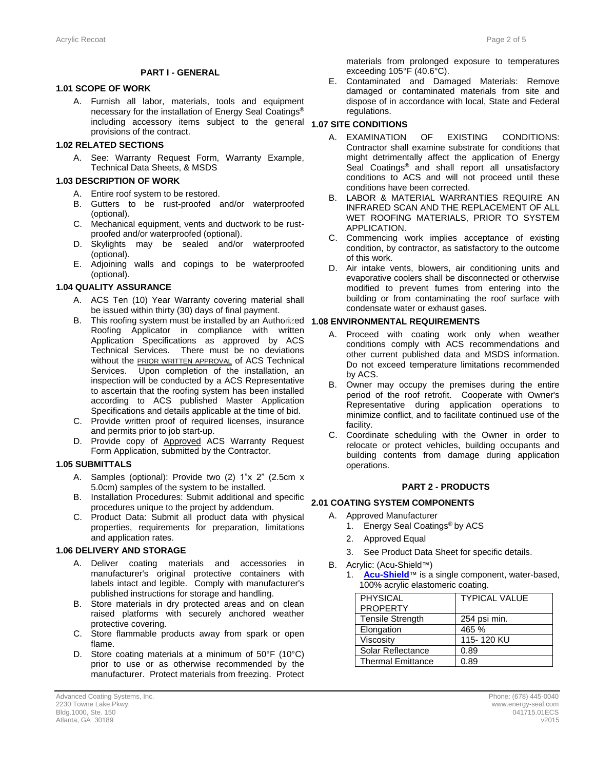## PART I - GENERAL

### 1.01 SCOPE OF WORK

A. Furnish all labor, materials, tools and equipment necessary for the installation of Energy Seal Coatings® including accessory items subject to the general provisions of the contract.

### 1.02 RELATED SECTIONS

A. See: Warranty Request Form, Warranty Example, Technical Data Sheets, & MSDS

### 1.03 DESCRIPTION OF WORK

A. Entire roof system to be restored.

B. Gutters to be rust-proofed and/or waterproofed (optional).

C. Mechanical equipment, vents and ductwork to be rust-proofed and/or waterproofed (optional).

D. Skylights may be sealed and/or waterproofed (optional).

E. Adjoining walls and copings to be waterproofed (optional).

### 1.04 QUALITY ASSURANCE

A. ACS Ten (10) Year Warranty covering material shall be issued within thirty (30) days of final payment.

B. This roofing system must be installed by an Authorized Roofing Applicator in compliance with written Application Specifications as approved by ACS Technical Services. There must be no deviations without the PRIOR WRITTEN APPROVAL of ACS Technical Services. Upon completion of the installation, an inspection will be conducted by a ACS Representative to ascertain that the roofing system has been installed according to ACS published Master Application Specifications and details applicable at the time of bid.

C. Provide written proof of required licenses, insurance and permits prior to job start-up.

D. Provide copy of Approved ACS Warranty Request Form Application, submitted by the Contractor.

### 1.05 SUBMITTALS

A. Samples (optional): Provide two (2) 1"x 2" (2.5cm x 5.0cm) samples of the system to be installed.

B. Installation Procedures: Submit additional and specific procedures unique to the project by addendum.

C. Product Data: Submit all product data with physical properties, requirements for preparation, limitations and application rates.

### 1.06 DELIVERY AND STORAGE

A. Deliver coating materials and accessories in manufacturer's original protective containers with labels intact and legible. Comply with manufacturer's published instructions for storage and handling.

B. Store materials in dry protected areas and on clean raised platforms with securely anchored weather protective covering.

C. Store flammable products away from spark or open flame.

D. Store coating materials at a minimum of 50°F (10°C) prior to use or as otherwise recommended by the manufacturer. Protect materials from freezing. Protect materials from prolonged exposure to temperatures exceeding 105°F (40.6°C).

E. Contaminated and Damaged Materials: Remove damaged or contaminated materials from site and dispose of in accordance with local, State and Federal regulations.

### 1.07 SITE CONDITIONS

A. EXAMINATION OF EXISTING CONDITIONS: Contractor shall examine substrate for conditions that might detrimentally affect the application of Energy Seal Coatings® and shall report all unsatisfactory conditions to ACS and will not proceed until these conditions have been corrected.

B. LABOR & MATERIAL WARRANTIES REQUIRE AN INFRARED SCAN AND THE REPLACEMENT OF ALL WET ROOFING MATERIALS, PRIOR TO SYSTEM APPLICATION.

C. Commencing work implies acceptance of existing condition, by contractor, as satisfactory to the outcome of this work.

D. Air intake vents, blowers, air conditioning units and evaporative coolers shall be disconnected or otherwise modified to prevent fumes from entering into the building or from contaminating the roof surface with condensate water or exhaust gases.

### 1.08 ENVIRONMENTAL REQUIREMENTS

A. Proceed with coating work only when weather conditions comply with ACS recommendations and other current published data and MSDS information. Do not exceed temperature limitations recommended by ACS.

B. Owner may occupy the premises during the entire period of the roof retrofit. Cooperate with Owner's Representative during application operations to minimize conflict, and to facilitate continued use of the facility.

C. Coordinate scheduling with the Owner in order to relocate or protect vehicles, building occupants and building contents from damage during application operations.

## PART 2 - PRODUCTS

### 2.01 COATING SYSTEM COMPONENTS

A. Approved Manufacturer
   1. Energy Seal Coatings® by ACS
   2. Approved Equal
   3. See Product Data Sheet for specific details.

B. Acrylic: (Acu-Shield™)
   1. **Acu-Shield**™ is a single component, water-based, 100% acrylic elastomeric coating.

| PHYSICAL PROPERTY | TYPICAL VALUE |
|---|---|
| Tensile Strength | 254 psi min. |
| Elongation | 465 % |
| Viscosity | 115- 120 KU |
| Solar Reflectance | 0.89 |
| Thermal Emittance | 0.89 |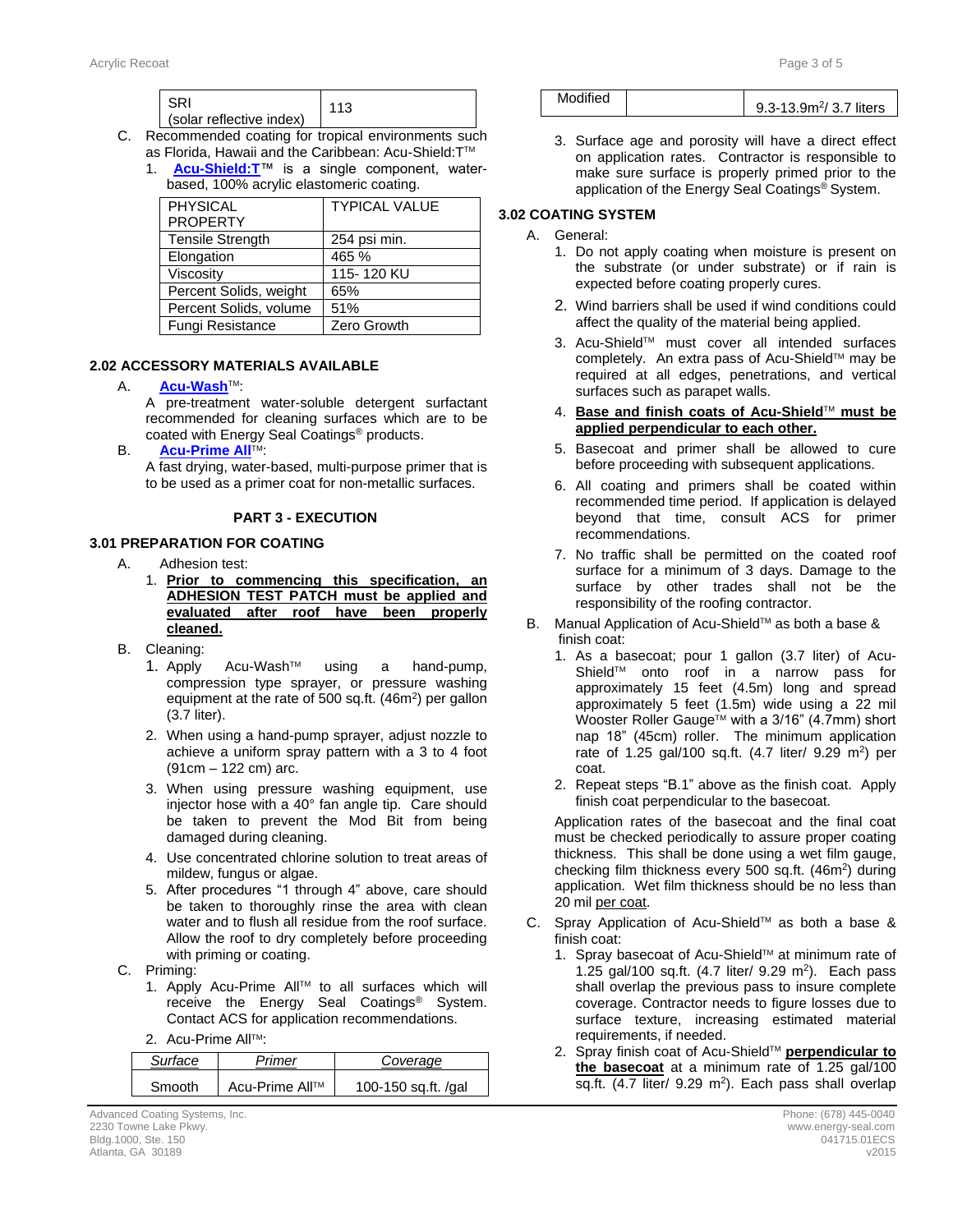| SRI (solar reflective index) | 113 |
|---|---|

C. Recommended coating for tropical environments such as Florida, Hawaii and the Caribbean: Acu-Shield:T™

1. **Acu-Shield:T**™ is a single component, water-based, 100% acrylic elastomeric coating.

| PHYSICAL PROPERTY | TYPICAL VALUE |
|---|---|
| Tensile Strength | 254 psi min. |
| Elongation | 465 % |
| Viscosity | 115- 120 KU |
| Percent Solids, weight | 65% |
| Percent Solids, volume | 51% |
| Fungi Resistance | Zero Growth |

### 2.02 ACCESSORY MATERIALS AVAILABLE

A. **Acu-Wash**™:

A pre-treatment water-soluble detergent surfactant recommended for cleaning surfaces which are to be coated with Energy Seal Coatings® products.

B. **Acu-Prime All**™:

A fast drying, water-based, multi-purpose primer that is to be used as a primer coat for non-metallic surfaces.

## PART 3 - EXECUTION

### 3.01 PREPARATION FOR COATING

A. Adhesion test:

1. **Prior to commencing this specification, an ADHESION TEST PATCH must be applied and evaluated after roof have been properly cleaned.**

B. Cleaning:

1. Apply Acu-Wash™ using a hand-pump, compression type sprayer, or pressure washing equipment at the rate of 500 sq.ft. (46m²) per gallon (3.7 liter).
2. When using a hand-pump sprayer, adjust nozzle to achieve a uniform spray pattern with a 3 to 4 foot (91cm – 122 cm) arc.
3. When using pressure washing equipment, use injector hose with a 40° fan angle tip. Care should be taken to prevent the Mod Bit from being damaged during cleaning.
4. Use concentrated chlorine solution to treat areas of mildew, fungus or algae.
5. After procedures "1 through 4" above, care should be taken to thoroughly rinse the area with clean water and to flush all residue from the roof surface. Allow the roof to dry completely before proceeding with priming or coating.

C. Priming:

1. Apply Acu-Prime All™ to all surfaces which will receive the Energy Seal Coatings® System. Contact ACS for application recommendations.
2. Acu-Prime All™:

| *Surface* | *Primer* | *Coverage* |
|---|---|---|
| Smooth | Acu-Prime All™ | 100-150 sq.ft. /gal |
| Modified | | 9.3-13.9m²/ 3.7 liters |

3. Surface age and porosity will have a direct effect on application rates. Contractor is responsible to make sure surface is properly primed prior to the application of the Energy Seal Coatings® System.

### 3.02 COATING SYSTEM

A. General:

1. Do not apply coating when moisture is present on the substrate (or under substrate) or if rain is expected before coating properly cures.
2. Wind barriers shall be used if wind conditions could affect the quality of the material being applied.
3. Acu-Shield™ must cover all intended surfaces completely. An extra pass of Acu-Shield™ may be required at all edges, penetrations, and vertical surfaces such as parapet walls.
4. **Base and finish coats of Acu-Shield™ must be applied perpendicular to each other.**
5. Basecoat and primer shall be allowed to cure before proceeding with subsequent applications.
6. All coating and primers shall be coated within recommended time period. If application is delayed beyond that time, consult ACS for primer recommendations.
7. No traffic shall be permitted on the coated roof surface for a minimum of 3 days. Damage to the surface by other trades shall not be the responsibility of the roofing contractor.

B. Manual Application of Acu-Shield™ as both a base & finish coat:

1. As a basecoat; pour 1 gallon (3.7 liter) of Acu-Shield™ onto roof in a narrow pass for approximately 15 feet (4.5m) long and spread approximately 5 feet (1.5m) wide using a 22 mil Wooster Roller Gauge™ with a 3/16" (4.7mm) short nap 18" (45cm) roller. The minimum application rate of 1.25 gal/100 sq.ft. (4.7 liter/ 9.29 m²) per coat.
2. Repeat steps "B.1" above as the finish coat. Apply finish coat perpendicular to the basecoat.

Application rates of the basecoat and the final coat must be checked periodically to assure proper coating thickness. This shall be done using a wet film gauge, checking film thickness every 500 sq.ft. (46m²) during application. Wet film thickness should be no less than 20 mil per coat.

C. Spray Application of Acu-Shield™ as both a base & finish coat:

1. Spray basecoat of Acu-Shield™ at minimum rate of 1.25 gal/100 sq.ft. (4.7 liter/ 9.29 m²). Each pass shall overlap the previous pass to insure complete coverage. Contractor needs to figure losses due to surface texture, increasing estimated material requirements, if needed.
2. Spray finish coat of Acu-Shield™ **perpendicular to the basecoat** at a minimum rate of 1.25 gal/100 sq.ft. (4.7 liter/ 9.29 m²). Each pass shall overlap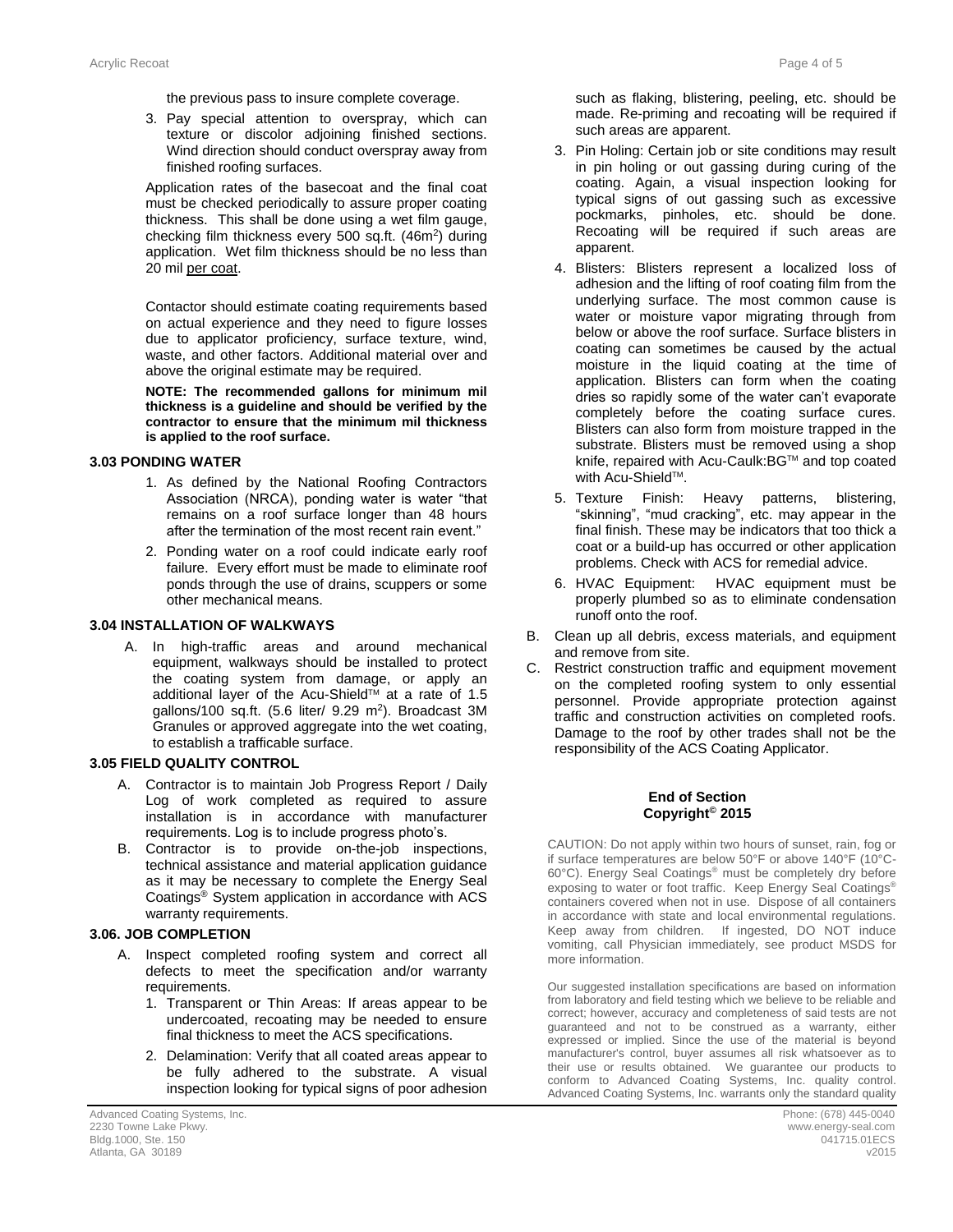the previous pass to insure complete coverage.

3. Pay special attention to overspray, which can texture or discolor adjoining finished sections. Wind direction should conduct overspray away from finished roofing surfaces.

Application rates of the basecoat and the final coat must be checked periodically to assure proper coating thickness. This shall be done using a wet film gauge, checking film thickness every 500 sq.ft. (46m$^2$) during application. Wet film thickness should be no less than 20 mil per coat.

Contactor should estimate coating requirements based on actual experience and they need to figure losses due to applicator proficiency, surface texture, wind, waste, and other factors. Additional material over and above the original estimate may be required.

**NOTE: The recommended gallons for minimum mil thickness is a guideline and should be verified by the contractor to ensure that the minimum mil thickness is applied to the roof surface.**

### 3.03 PONDING WATER

1. As defined by the National Roofing Contractors Association (NRCA), ponding water is water "that remains on a roof surface longer than 48 hours after the termination of the most recent rain event."
2. Ponding water on a roof could indicate early roof failure. Every effort must be made to eliminate roof ponds through the use of drains, scuppers or some other mechanical means.

### 3.04 INSTALLATION OF WALKWAYS

A. In high-traffic areas and around mechanical equipment, walkways should be installed to protect the coating system from damage, or apply an additional layer of the Acu-Shield™ at a rate of 1.5 gallons/100 sq.ft. (5.6 liter/ 9.29 m$^2$). Broadcast 3M Granules or approved aggregate into the wet coating, to establish a trafficable surface.

### 3.05 FIELD QUALITY CONTROL

A. Contractor is to maintain Job Progress Report / Daily Log of work completed as required to assure installation is in accordance with manufacturer requirements. Log is to include progress photo's.

B. Contractor is to provide on-the-job inspections, technical assistance and material application guidance as it may be necessary to complete the Energy Seal Coatings® System application in accordance with ACS warranty requirements.

### 3.06. JOB COMPLETION

A. Inspect completed roofing system and correct all defects to meet the specification and/or warranty requirements.

1. Transparent or Thin Areas: If areas appear to be undercoated, recoating may be needed to ensure final thickness to meet the ACS specifications.
2. Delamination: Verify that all coated areas appear to be fully adhered to the substrate. A visual inspection looking for typical signs of poor adhesion such as flaking, blistering, peeling, etc. should be made. Re-priming and recoating will be required if such areas are apparent.
3. Pin Holing: Certain job or site conditions may result in pin holing or out gassing during curing of the coating. Again, a visual inspection looking for typical signs of out gassing such as excessive pockmarks, pinholes, etc. should be done. Recoating will be required if such areas are apparent.
4. Blisters: Blisters represent a localized loss of adhesion and the lifting of roof coating film from the underlying surface. The most common cause is water or moisture vapor migrating through from below or above the roof surface. Surface blisters in coating can sometimes be caused by the actual moisture in the liquid coating at the time of application. Blisters can form when the coating dries so rapidly some of the water can't evaporate completely before the coating surface cures. Blisters can also form from moisture trapped in the substrate. Blisters must be removed using a shop knife, repaired with Acu-Caulk:BG™ and top coated with Acu-Shield™.
5. Texture Finish: Heavy patterns, blistering, "skinning", "mud cracking", etc. may appear in the final finish. These may be indicators that too thick a coat or a build-up has occurred or other application problems. Check with ACS for remedial advice.
6. HVAC Equipment: HVAC equipment must be properly plumbed so as to eliminate condensation runoff onto the roof.

B. Clean up all debris, excess materials, and equipment and remove from site.

C. Restrict construction traffic and equipment movement on the completed roofing system to only essential personnel. Provide appropriate protection against traffic and construction activities on completed roofs. Damage to the roof by other trades shall not be the responsibility of the ACS Coating Applicator.

**End of Section**
**Copyright© 2015**

CAUTION: Do not apply within two hours of sunset, rain, fog or if surface temperatures are below 50°F or above 140°F (10°C-60°C). Energy Seal Coatings® must be completely dry before exposing to water or foot traffic. Keep Energy Seal Coatings® containers covered when not in use. Dispose of all containers in accordance with state and local environmental regulations. Keep away from children. If ingested, DO NOT induce vomiting, call Physician immediately, see product MSDS for more information.

Our suggested installation specifications are based on information from laboratory and field testing which we believe to be reliable and correct; however, accuracy and completeness of said tests are not guaranteed and not to be construed as a warranty, either expressed or implied. Since the use of the material is beyond manufacturer's control, buyer assumes all risk whatsoever as to their use or results obtained. We guarantee our products to conform to Advanced Coating Systems, Inc. quality control. Advanced Coating Systems, Inc. warrants only the standard quality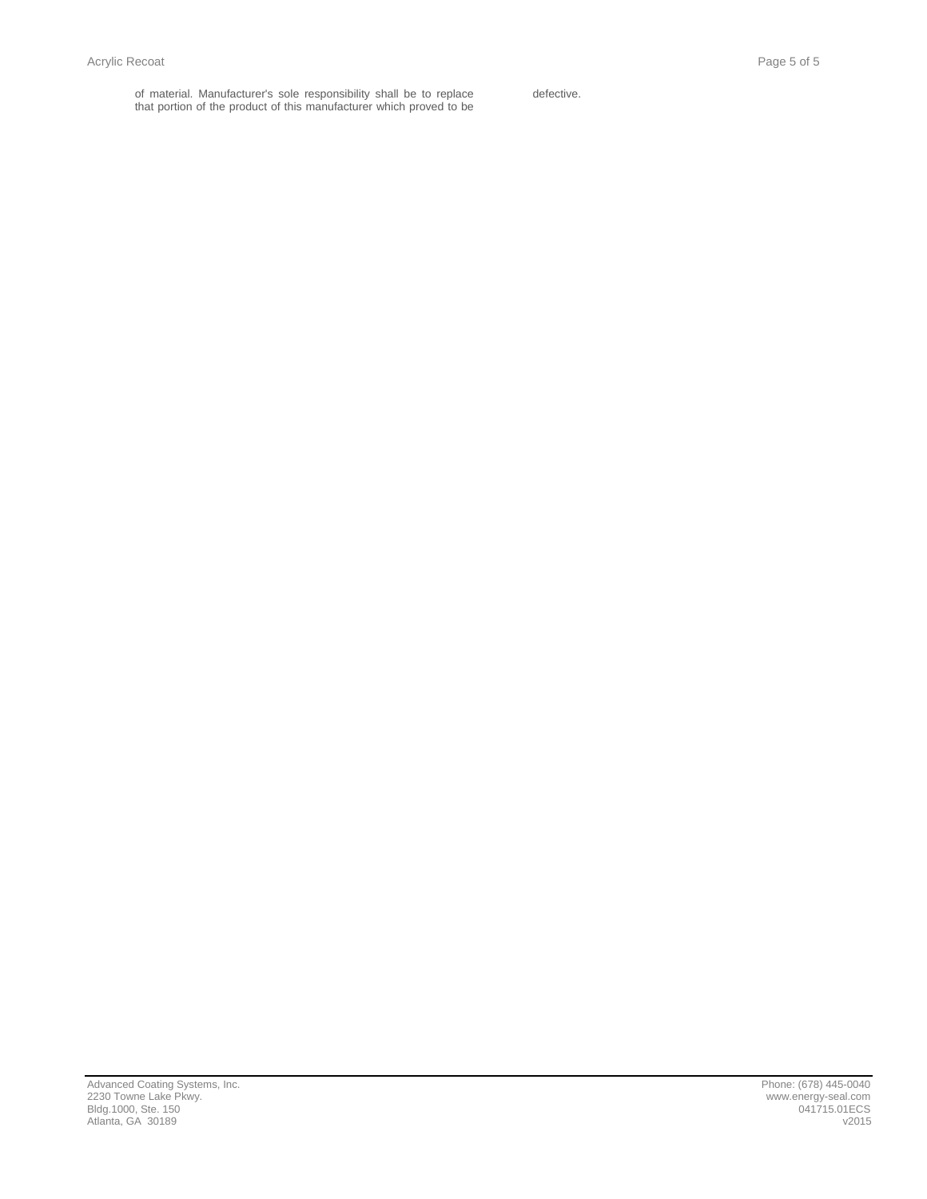of material. Manufacturer's sole responsibility shall be to replace that portion of the product of this manufacturer which proved to be defective.